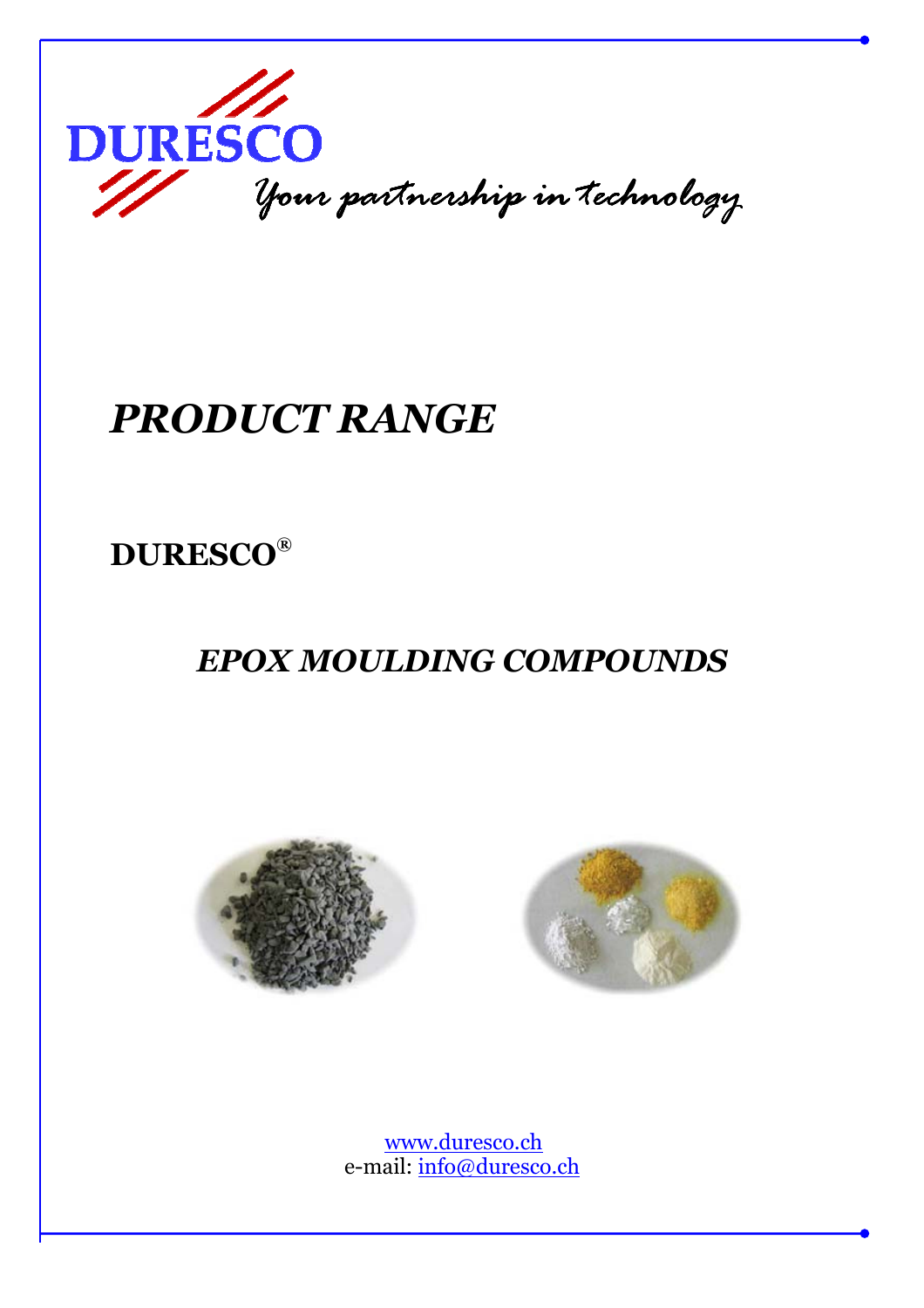DURESCO

*Your partnership in technology*

# *PRODUCT RANGE*

**DURESCO®**

## *EPOX MOULDING COMPOUNDS*

www.duresco.ch
e-mail: info@duresco.ch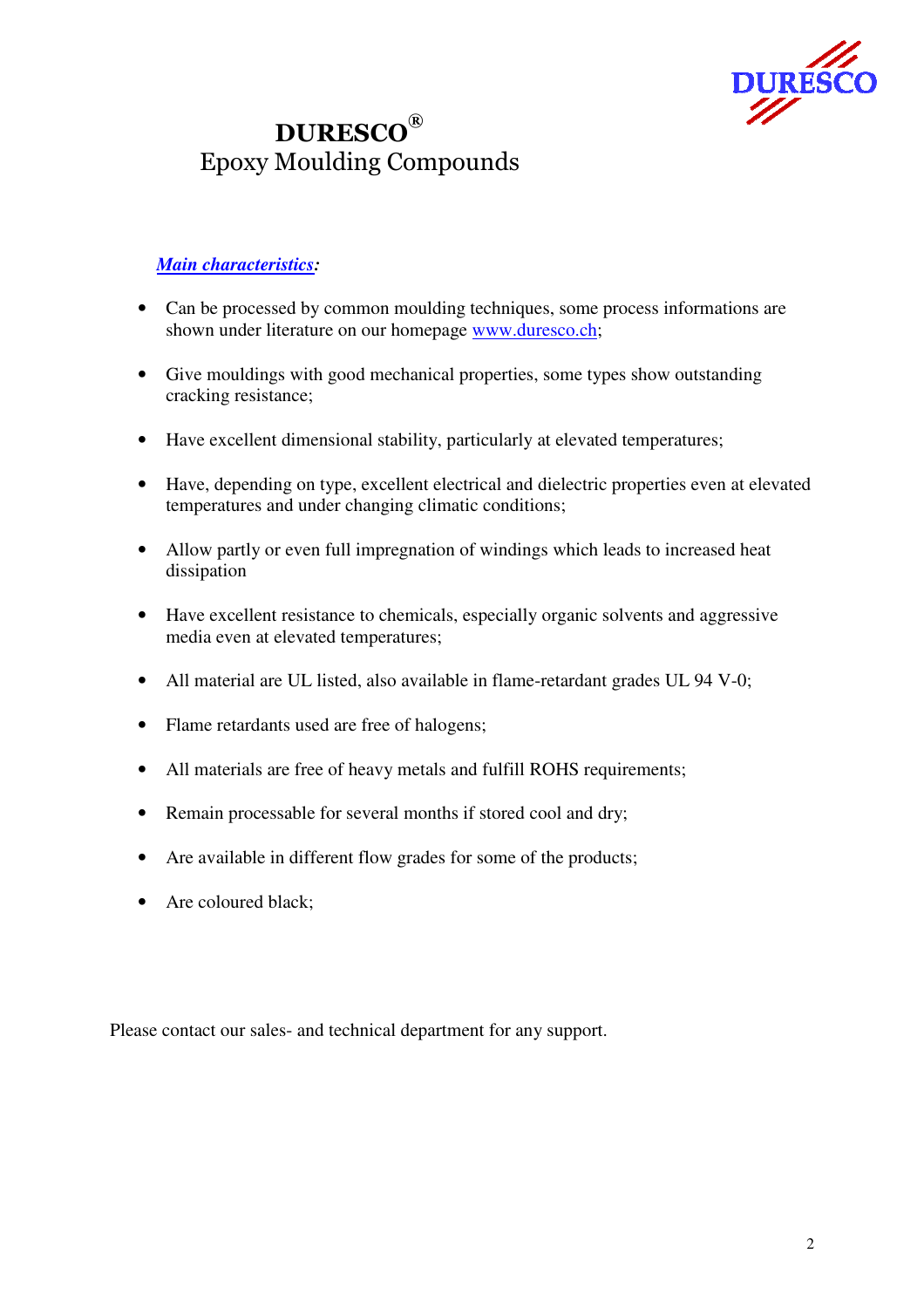# DURESCO®
## Epoxy Moulding Compounds

***Main characteristics*:**

- Can be processed by common moulding techniques, some process informations are shown under literature on our homepage www.duresco.ch;
- Give mouldings with good mechanical properties, some types show outstanding cracking resistance;
- Have excellent dimensional stability, particularly at elevated temperatures;
- Have, depending on type, excellent electrical and dielectric properties even at elevated temperatures and under changing climatic conditions;
- Allow partly or even full impregnation of windings which leads to increased heat dissipation
- Have excellent resistance to chemicals, especially organic solvents and aggressive media even at elevated temperatures;
- All material are UL listed, also available in flame-retardant grades UL 94 V-0;
- Flame retardants used are free of halogens;
- All materials are free of heavy metals and fulfill ROHS requirements;
- Remain processable for several months if stored cool and dry;
- Are available in different flow grades for some of the products;
- Are coloured black;

Please contact our sales- and technical department for any support.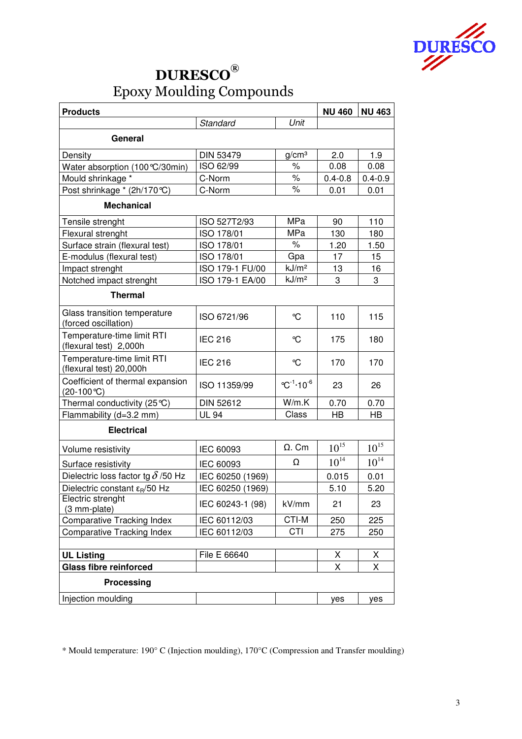# DURESCO®
## Epoxy Moulding Compounds

| Products | | | NU 460 | NU 463 |
|---|---|---|---|---|
| | *Standard* | *Unit* | | |
| **General** | | | | |
| Density | DIN 53479 | g/cm³ | 2.0 | 1.9 |
| Water absorption (100°C/30min) | ISO 62/99 | % | 0.08 | 0.08 |
| Mould shrinkage * | C-Norm | % | 0.4-0.8 | 0.4-0.9 |
| Post shrinkage * (2h/170°C) | C-Norm | % | 0.01 | 0.01 |
| **Mechanical** | | | | |
| Tensile strenght | ISO 527T2/93 | MPa | 90 | 110 |
| Flexural strenght | ISO 178/01 | MPa | 130 | 180 |
| Surface strain (flexural test) | ISO 178/01 | % | 1.20 | 1.50 |
| E-modulus (flexural test) | ISO 178/01 | Gpa | 17 | 15 |
| Impact strenght | ISO 179-1 FU/00 | kJ/m² | 13 | 16 |
| Notched impact strenght | ISO 179-1 EA/00 | kJ/m² | 3 | 3 |
| **Thermal** | | | | |
| Glass transition temperature (forced oscillation) | ISO 6721/96 | °C | 110 | 115 |
| Temperature-time limit RTI (flexural test) 2,000h | IEC 216 | °C | 175 | 180 |
| Temperature-time limit RTI (flexural test) 20,000h | IEC 216 | °C | 170 | 170 |
| Coefficient of thermal expansion (20-100°C) | ISO 11359/99 | $°C^{-1} \cdot 10^{-6}$ | 23 | 26 |
| Thermal conductivity (25°C) | DIN 52612 | W/m.K | 0.70 | 0.70 |
| Flammability (d=3.2 mm) | UL 94 | Class | HB | HB |
| **Electrical** | | | | |
| Volume resistivity | IEC 60093 | Ω. Cm | $10^{15}$ | $10^{15}$ |
| Surface resistivity | IEC 60093 | Ω | $10^{14}$ | $10^{14}$ |
| Dielectric loss factor tg $\delta$ /50 Hz | IEC 60250 (1969) | | 0.015 | 0.01 |
| Dielectric constant $\varepsilon_R$/50 Hz | IEC 60250 (1969) | | 5.10 | 5.20 |
| Electric strenght (3 mm-plate) | IEC 60243-1 (98) | kV/mm | 21 | 23 |
| Comparative Tracking Index | IEC 60112/03 | CTI-M | 250 | 225 |
| Comparative Tracking Index | IEC 60112/03 | CTI | 275 | 250 |
| | | | | |
| **UL Listing** | File E 66640 | | X | X |
| **Glass fibre reinforced** | | | X | X |
| **Processing** | | | | |
| Injection moulding | | | yes | yes |

\* Mould temperature: 190° C (Injection moulding), 170°C (Compression and Transfer moulding)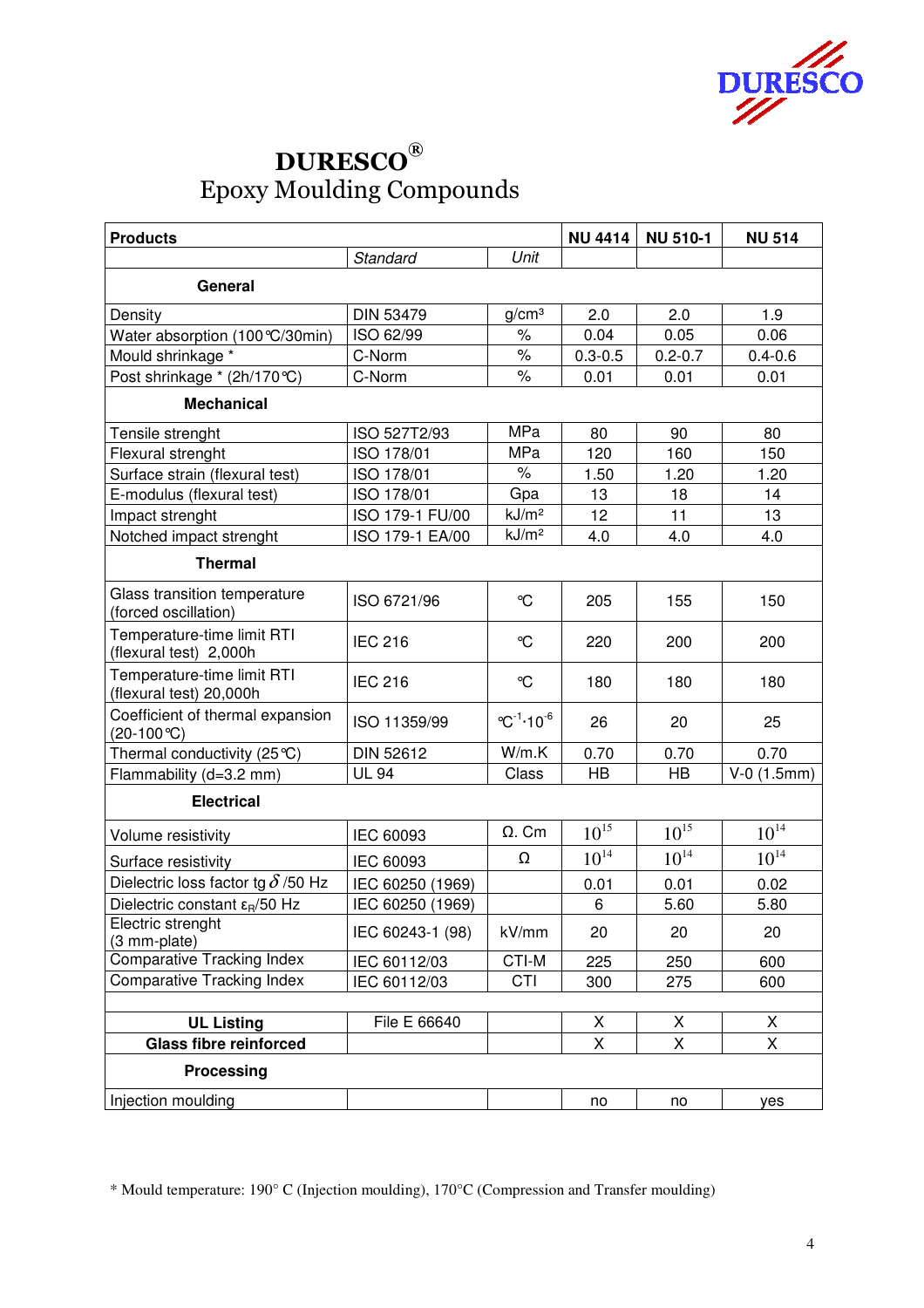# DURESCO®

## Epoxy Moulding Compounds

| **Products** | | | **NU 4414** | **NU 510-1** | **NU 514** |
|---|---|---|---|---|---|
| | *Standard* | *Unit* | | | |
| **General** | | | | | |
| Density | DIN 53479 | g/cm³ | 2.0 | 2.0 | 1.9 |
| Water absorption (100°C/30min) | ISO 62/99 | % | 0.04 | 0.05 | 0.06 |
| Mould shrinkage * | C-Norm | % | 0.3-0.5 | 0.2-0.7 | 0.4-0.6 |
| Post shrinkage * (2h/170°C) | C-Norm | % | 0.01 | 0.01 | 0.01 |
| **Mechanical** | | | | | |
| Tensile strenght | ISO 527T2/93 | MPa | 80 | 90 | 80 |
| Flexural strenght | ISO 178/01 | MPa | 120 | 160 | 150 |
| Surface strain (flexural test) | ISO 178/01 | % | 1.50 | 1.20 | 1.20 |
| E-modulus (flexural test) | ISO 178/01 | Gpa | 13 | 18 | 14 |
| Impact strenght | ISO 179-1 FU/00 | kJ/m² | 12 | 11 | 13 |
| Notched impact strenght | ISO 179-1 EA/00 | kJ/m² | 4.0 | 4.0 | 4.0 |
| **Thermal** | | | | | |
| Glass transition temperature (forced oscillation) | ISO 6721/96 | °C | 205 | 155 | 150 |
| Temperature-time limit RTI (flexural test) 2,000h | IEC 216 | °C | 220 | 200 | 200 |
| Temperature-time limit RTI (flexural test) 20,000h | IEC 216 | °C | 180 | 180 | 180 |
| Coefficient of thermal expansion (20-100°C) | ISO 11359/99 | $°C^{-1} \cdot 10^{-6}$ | 26 | 20 | 25 |
| Thermal conductivity (25°C) | DIN 52612 | W/m.K | 0.70 | 0.70 | 0.70 |
| Flammability (d=3.2 mm) | UL 94 | Class | HB | HB | V-0 (1.5mm) |
| **Electrical** | | | | | |
| Volume resistivity | IEC 60093 | Ω. Cm | $10^{15}$ | $10^{15}$ | $10^{14}$ |
| Surface resistivity | IEC 60093 | Ω | $10^{14}$ | $10^{14}$ | $10^{14}$ |
| Dielectric loss factor tg $\delta$ /50 Hz | IEC 60250 (1969) | | 0.01 | 0.01 | 0.02 |
| Dielectric constant $\varepsilon_R$/50 Hz | IEC 60250 (1969) | | 6 | 5.60 | 5.80 |
| Electric strenght (3 mm-plate) | IEC 60243-1 (98) | kV/mm | 20 | 20 | 20 |
| Comparative Tracking Index | IEC 60112/03 | CTI-M | 225 | 250 | 600 |
| Comparative Tracking Index | IEC 60112/03 | CTI | 300 | 275 | 600 |
| | | | | | |
| **UL Listing** | File E 66640 | | X | X | X |
| **Glass fibre reinforced** | | | X | X | X |
| **Processing** | | | | | |
| Injection moulding | | | no | no | yes |

* Mould temperature: 190° C (Injection moulding), 170°C (Compression and Transfer moulding)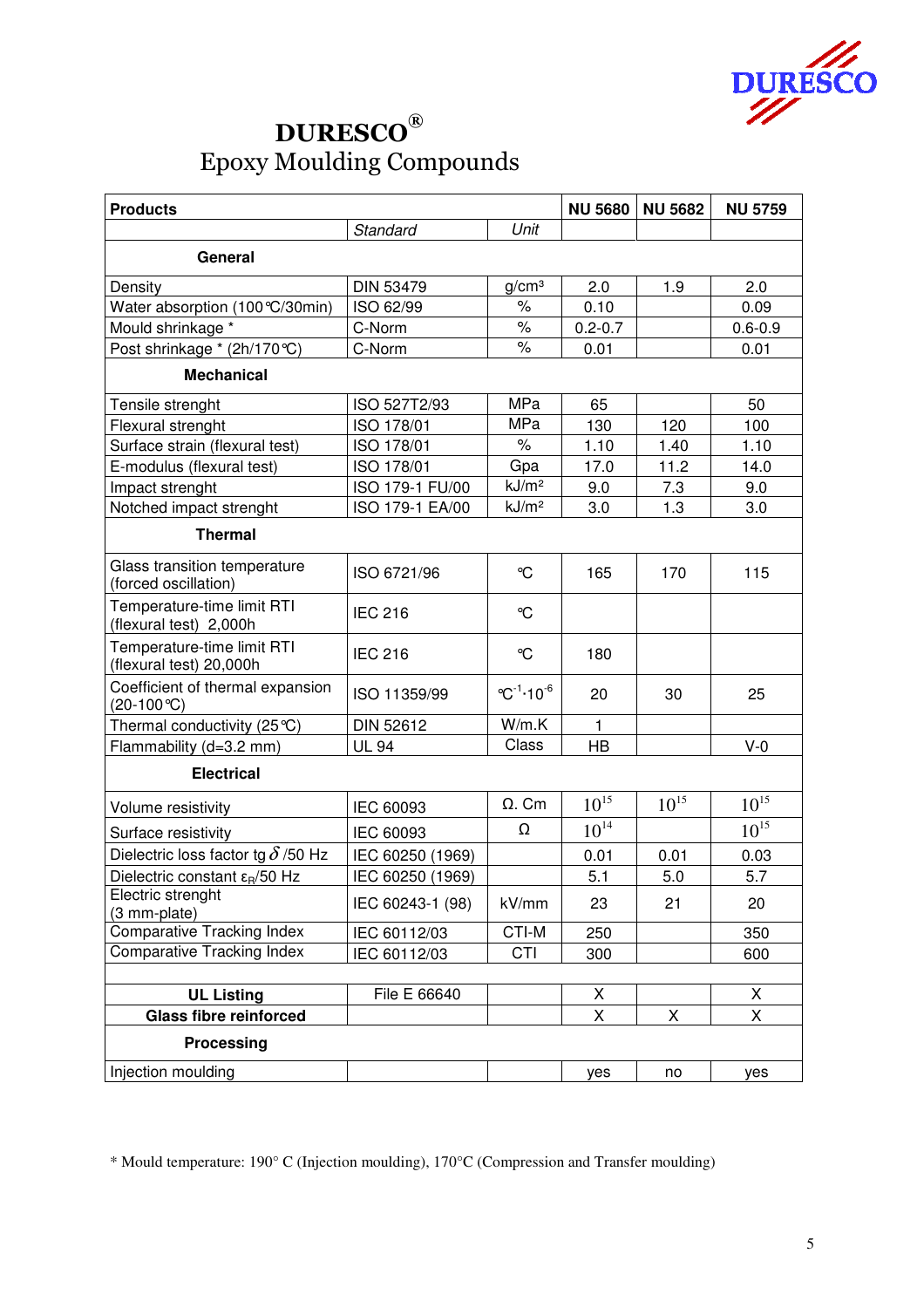# DURESCO®

## Epoxy Moulding Compounds

| Products | | | NU 5680 | NU 5682 | NU 5759 |
|---|---|---|---|---|---|
| | *Standard* | *Unit* | | | |
| **General** | | | | | |
| Density | DIN 53479 | g/cm³ | 2.0 | 1.9 | 2.0 |
| Water absorption (100°C/30min) | ISO 62/99 | % | 0.10 | | 0.09 |
| Mould shrinkage * | C-Norm | % | 0.2-0.7 | | 0.6-0.9 |
| Post shrinkage * (2h/170°C) | C-Norm | % | 0.01 | | 0.01 |
| **Mechanical** | | | | | |
| Tensile strenght | ISO 527T2/93 | MPa | 65 | | 50 |
| Flexural strenght | ISO 178/01 | MPa | 130 | 120 | 100 |
| Surface strain (flexural test) | ISO 178/01 | % | 1.10 | 1.40 | 1.10 |
| E-modulus (flexural test) | ISO 178/01 | Gpa | 17.0 | 11.2 | 14.0 |
| Impact strenght | ISO 179-1 FU/00 | kJ/m² | 9.0 | 7.3 | 9.0 |
| Notched impact strenght | ISO 179-1 EA/00 | kJ/m² | 3.0 | 1.3 | 3.0 |
| **Thermal** | | | | | |
| Glass transition temperature (forced oscillation) | ISO 6721/96 | °C | 165 | 170 | 115 |
| Temperature-time limit RTI (flexural test) 2,000h | IEC 216 | °C | | | |
| Temperature-time limit RTI (flexural test) 20,000h | IEC 216 | °C | 180 | | |
| Coefficient of thermal expansion (20-100°C) | ISO 11359/99 | $°C^{-1} \cdot 10^{-6}$ | 20 | 30 | 25 |
| Thermal conductivity (25°C) | DIN 52612 | W/m.K | 1 | | |
| Flammability (d=3.2 mm) | UL 94 | Class | HB | | V-0 |
| **Electrical** | | | | | |
| Volume resistivity | IEC 60093 | Ω. Cm | $10^{15}$ | $10^{15}$ | $10^{15}$ |
| Surface resistivity | IEC 60093 | Ω | $10^{14}$ | | $10^{15}$ |
| Dielectric loss factor tg $\delta$ /50 Hz | IEC 60250 (1969) | | 0.01 | 0.01 | 0.03 |
| Dielectric constant $\varepsilon_R$/50 Hz | IEC 60250 (1969) | | 5.1 | 5.0 | 5.7 |
| Electric strenght (3 mm-plate) | IEC 60243-1 (98) | kV/mm | 23 | 21 | 20 |
| Comparative Tracking Index | IEC 60112/03 | CTI-M | 250 | | 350 |
| Comparative Tracking Index | IEC 60112/03 | CTI | 300 | | 600 |
| | | | | | |
| **UL Listing** | File E 66640 | | X | | X |
| **Glass fibre reinforced** | | | X | X | X |
| **Processing** | | | | | |
| Injection moulding | | | yes | no | yes |

* Mould temperature: 190° C (Injection moulding), 170°C (Compression and Transfer moulding)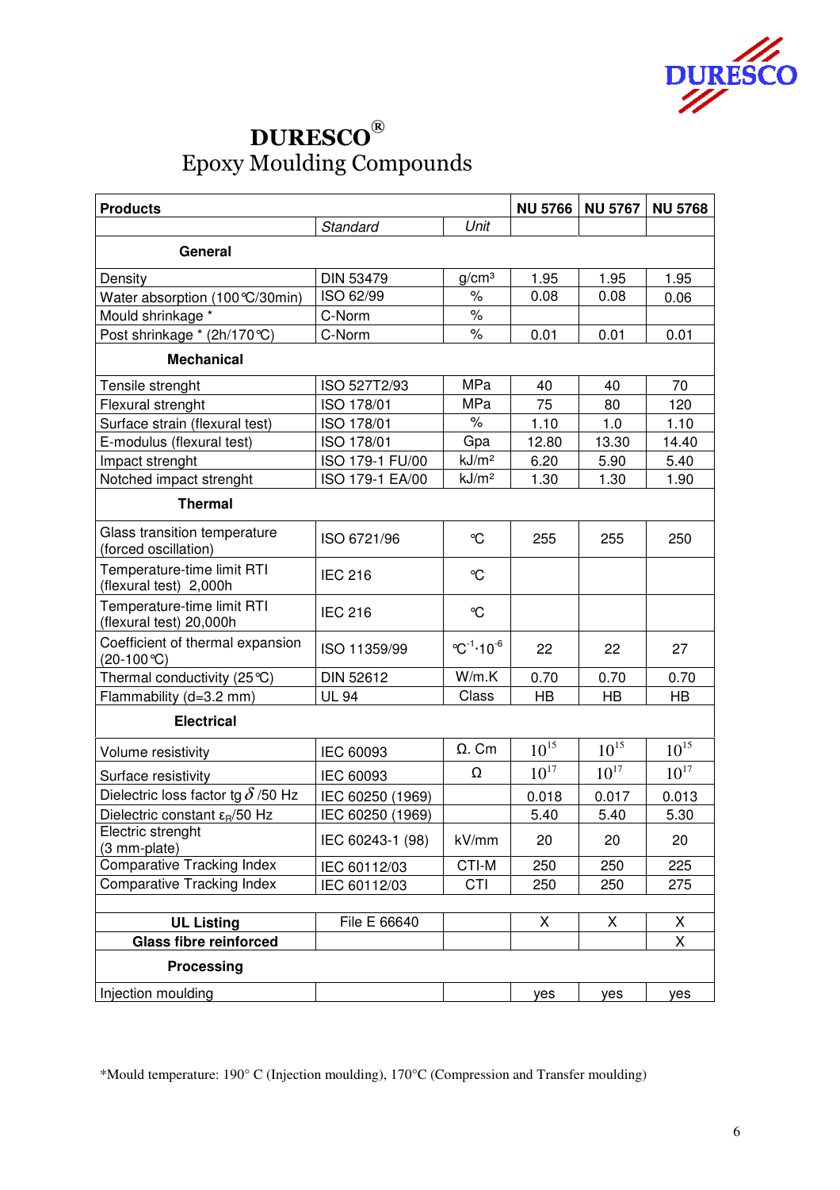# DURESCO®
## Epoxy Moulding Compounds

| Products | | | NU 5766 | NU 5767 | NU 5768 |
|---|---|---|---|---|---|
| | *Standard* | *Unit* | | | |
| **General** | | | | | |
| Density | DIN 53479 | g/cm³ | 1.95 | 1.95 | 1.95 |
| Water absorption (100°C/30min) | ISO 62/99 | % | 0.08 | 0.08 | 0.06 |
| Mould shrinkage * | C-Norm | % | | | |
| Post shrinkage * (2h/170°C) | C-Norm | % | 0.01 | 0.01 | 0.01 |
| **Mechanical** | | | | | |
| Tensile strenght | ISO 527T2/93 | MPa | 40 | 40 | 70 |
| Flexural strenght | ISO 178/01 | MPa | 75 | 80 | 120 |
| Surface strain (flexural test) | ISO 178/01 | % | 1.10 | 1.0 | 1.10 |
| E-modulus (flexural test) | ISO 178/01 | Gpa | 12.80 | 13.30 | 14.40 |
| Impact strenght | ISO 179-1 FU/00 | kJ/m² | 6.20 | 5.90 | 5.40 |
| Notched impact strenght | ISO 179-1 EA/00 | kJ/m² | 1.30 | 1.30 | 1.90 |
| **Thermal** | | | | | |
| Glass transition temperature (forced oscillation) | ISO 6721/96 | °C | 255 | 255 | 250 |
| Temperature-time limit RTI (flexural test) 2,000h | IEC 216 | °C | | | |
| Temperature-time limit RTI (flexural test) 20,000h | IEC 216 | °C | | | |
| Coefficient of thermal expansion (20-100°C) | ISO 11359/99 | $°C^{-1} \cdot 10^{-6}$ | 22 | 22 | 27 |
| Thermal conductivity (25°C) | DIN 52612 | W/m.K | 0.70 | 0.70 | 0.70 |
| Flammability (d=3.2 mm) | UL 94 | Class | HB | HB | HB |
| **Electrical** | | | | | |
| Volume resistivity | IEC 60093 | Ω. Cm | $10^{15}$ | $10^{15}$ | $10^{15}$ |
| Surface resistivity | IEC 60093 | Ω | $10^{17}$ | $10^{17}$ | $10^{17}$ |
| Dielectric loss factor tg $\delta$ /50 Hz | IEC 60250 (1969) | | 0.018 | 0.017 | 0.013 |
| Dielectric constant $\varepsilon_R$/50 Hz | IEC 60250 (1969) | | 5.40 | 5.40 | 5.30 |
| Electric strenght (3 mm-plate) | IEC 60243-1 (98) | kV/mm | 20 | 20 | 20 |
| Comparative Tracking Index | IEC 60112/03 | CTI-M | 250 | 250 | 225 |
| Comparative Tracking Index | IEC 60112/03 | CTI | 250 | 250 | 275 |
| | | | | | |
| **UL Listing** | File E 66640 | | X | X | X |
| **Glass fibre reinforced** | | | | | X |
| **Processing** | | | | | |
| Injection moulding | | | yes | yes | yes |

*Mould temperature: 190° C (Injection moulding), 170°C (Compression and Transfer moulding)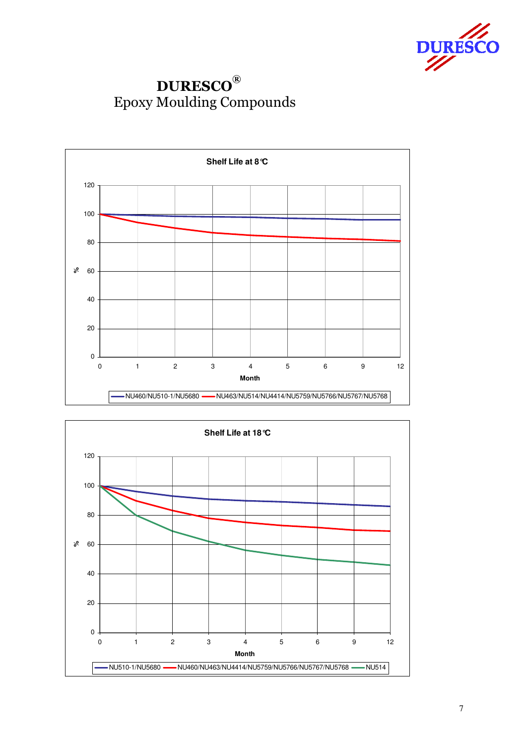# DURESCO®

Epoxy Moulding Compounds

**Shelf Life at 8°C**

% (0–120) vs. Month (0, 1, 2, 3, 4, 5, 6, 9, 12)

Legend: NU460/NU510-1/NU5680 — NU463/NU514/NU4414/NU5759/NU5766/NU5767/NU5768

**Shelf Life at 18°C**

% (0–120) vs. Month (0, 1, 2, 3, 4, 5, 6, 9, 12)

Legend: NU510-1/NU5680 — NU460/NU463/NU4414/NU5759/NU5766/NU5767/NU5768 — NU514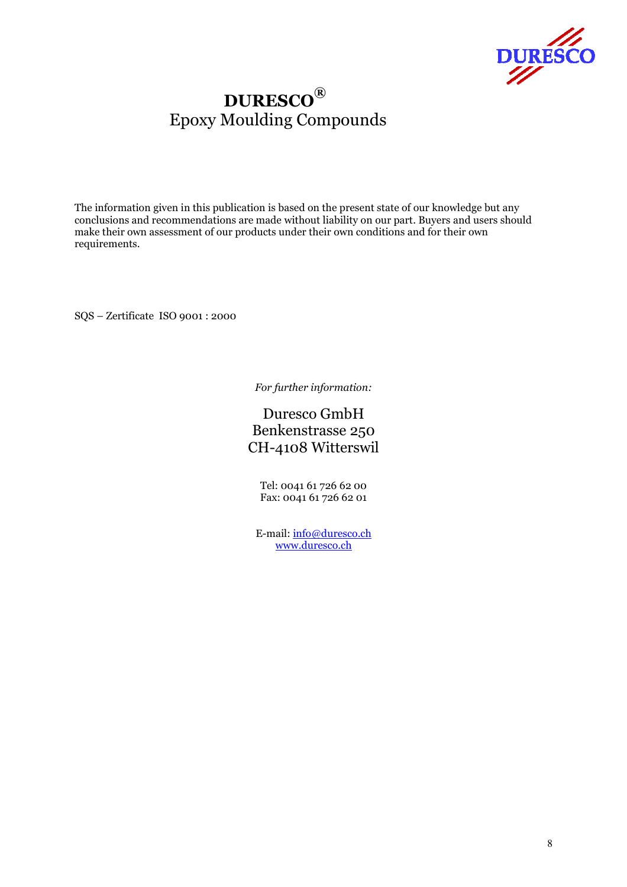# DURESCO®
## Epoxy Moulding Compounds

The information given in this publication is based on the present state of our knowledge but any conclusions and recommendations are made without liability on our part. Buyers and users should make their own assessment of our products under their own conditions and for their own requirements.

SQS – Zertificate ISO 9001 : 2000

*For further information:*

Duresco GmbH
Benkenstrasse 250
CH-4108 Witterswil

Tel: 0041 61 726 62 00
Fax: 0041 61 726 62 01

E-mail: info@duresco.ch
www.duresco.ch